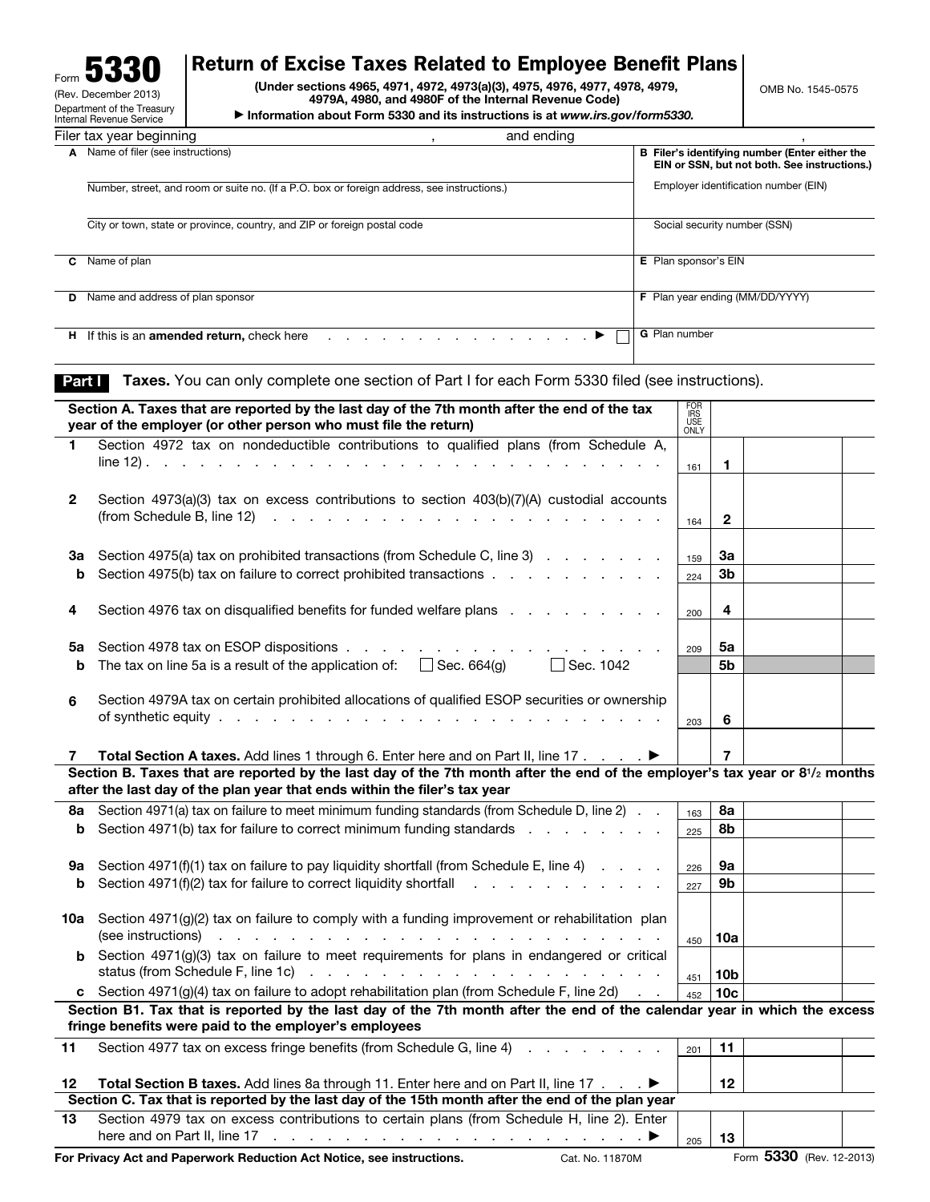Form **5330**
(Rev. December 2013)
Department of the Treasury
Internal Revenue Service

# Return of Excise Taxes Related to Employee Benefit Plans

**(Under sections 4965, 4971, 4972, 4973(a)(3), 4975, 4976, 4977, 4978, 4979, 4979A, 4980, and 4980F of the Internal Revenue Code)**

▶ **Information about Form 5330 and its instructions is at *www.irs.gov/form5330*.**

OMB No. 1545-0575

Filer tax year beginning , and ending ,

| | |
|---|---|
| **A** Name of filer (see instructions) | **B Filer's identifying number (Enter either the EIN or SSN, but not both. See instructions.)** |
| Number, street, and room or suite no. (If a P.O. box or foreign address, see instructions.) | Employer identification number (EIN) |
| City or town, state or province, country, and ZIP or foreign postal code | Social security number (SSN) |
| **C** Name of plan | **E** Plan sponsor's EIN |
| **D** Name and address of plan sponsor | **F** Plan year ending (MM/DD/YYYY) |
| **H** If this is an **amended return,** check here . . . . . . . . . . . . . . . . ▶ ☐ | **G** Plan number |

**Part I** **Taxes.** You can only complete one section of Part I for each Form 5330 filed (see instructions).

| | **Section A. Taxes that are reported by the last day of the 7th month after the end of the tax year of the employer (or other person who must file the return)** | FOR IRS USE ONLY | | |
|---|---|---|---|---|
| **1** | Section 4972 tax on nondeductible contributions to qualified plans (from Schedule A, line 12) . . . . . . . . . . . . . . . . . . . . . . . . . . . | 161 | **1** | |
| **2** | Section 4973(a)(3) tax on excess contributions to section 403(b)(7)(A) custodial accounts (from Schedule B, line 12) . . . . . . . . . . . . . . . . . . . . . . | 164 | **2** | |
| **3a** | Section 4975(a) tax on prohibited transactions (from Schedule C, line 3) . . . . . . . | 159 | **3a** | |
| **b** | Section 4975(b) tax on failure to correct prohibited transactions . . . . . . . . . . | 224 | **3b** | |
| **4** | Section 4976 tax on disqualified benefits for funded welfare plans . . . . . . . . . | 200 | **4** | |
| **5a** | Section 4978 tax on ESOP dispositions . . . . . . . . . . . . . . . . . . . . . | 209 | **5a** | |
| **b** | The tax on line 5a is a result of the application of: ☐ Sec. 664(g) ☐ Sec. 1042 | | **5b** | |
| **6** | Section 4979A tax on certain prohibited allocations of qualified ESOP securities or ownership of synthetic equity . . . . . . . . . . . . . . . . . . . . . . . . . . | 203 | **6** | |
| **7** | **Total Section A taxes.** Add lines 1 through 6. Enter here and on Part II, line 17 . . . . ▶ | | **7** | |
| | **Section B. Taxes that are reported by the last day of the 7th month after the end of the employer's tax year or 8½ months after the last day of the plan year that ends within the filer's tax year** | | | |
| **8a** | Section 4971(a) tax on failure to meet minimum funding standards (from Schedule D, line 2) . . | 163 | **8a** | |
| **b** | Section 4971(b) tax for failure to correct minimum funding standards . . . . . . . . | 225 | **8b** | |
| **9a** | Section 4971(f)(1) tax on failure to pay liquidity shortfall (from Schedule E, line 4) . . . . | 226 | **9a** | |
| **b** | Section 4971(f)(2) tax for failure to correct liquidity shortfall . . . . . . . . . . . | 227 | **9b** | |
| **10a** | Section 4971(g)(2) tax on failure to comply with a funding improvement or rehabilitation plan (see instructions) . . . . . . . . . . . . . . . . . . . . . . . . . . . . | 450 | **10a** | |
| **b** | Section 4971(g)(3) tax on failure to meet requirements for plans in endangered or critical status (from Schedule F, line 1c) . . . . . . . . . . . . . . . . . . . . . . | 451 | **10b** | |
| **c** | Section 4971(g)(4) tax on failure to adopt rehabilitation plan (from Schedule F, line 2d) . . | 452 | **10c** | |
| | **Section B1. Tax that is reported by the last day of the 7th month after the end of the calendar year in which the excess fringe benefits were paid to the employer's employees** | | | |
| **11** | Section 4977 tax on excess fringe benefits (from Schedule G, line 4) . . . . . . . . . | 201 | **11** | |
| **12** | **Total Section B taxes.** Add lines 8a through 11. Enter here and on Part II, line 17 . . . ▶ | | **12** | |
| | **Section C. Tax that is reported by the last day of the 15th month after the end of the plan year** | | | |
| **13** | Section 4979 tax on excess contributions to certain plans (from Schedule H, line 2). Enter here and on Part II, line 17 . . . . . . . . . . . . . . . . . . . . . . . . . ▶ | 205 | **13** | |

**For Privacy Act and Paperwork Reduction Act Notice, see instructions.** Cat. No. 11870M Form **5330** (Rev. 12-2013)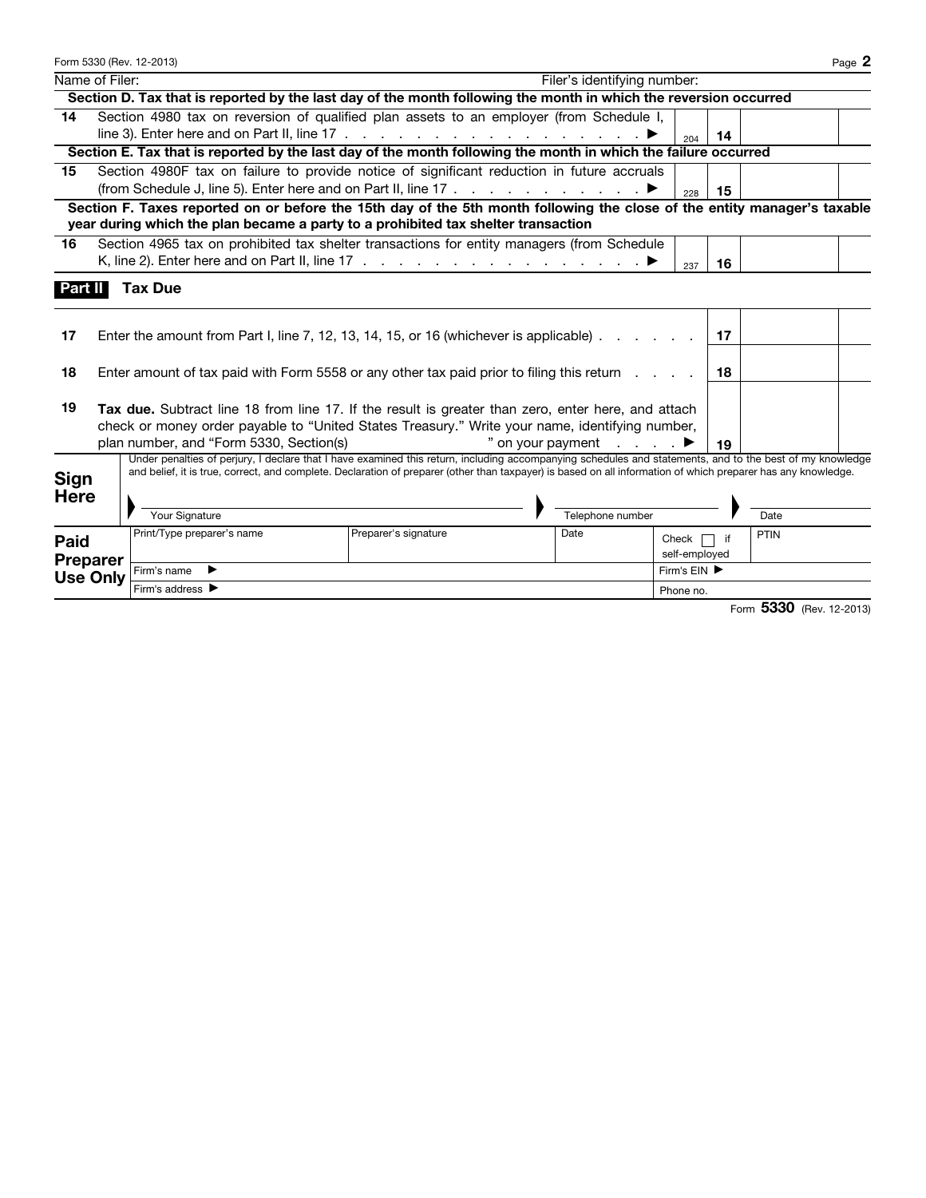Name of Filer: | Filer's identifying number:

**Section D. Tax that is reported by the last day of the month following the month in which the reversion occurred**

| | | | | |
|---|---|---|---|---|
| 14 | Section 4980 tax on reversion of qualified plan assets to an employer (from Schedule I, line 3). Enter here and on Part II, line 17 . . . . . . . . . . . . . . . . . ▶ | 204 | 14 | |

**Section E. Tax that is reported by the last day of the month following the month in which the failure occurred**

| | | | | |
|---|---|---|---|---|
| 15 | Section 4980F tax on failure to provide notice of significant reduction in future accruals (from Schedule J, line 5). Enter here and on Part II, line 17 . . . . . . . . . . . ▶ | 228 | 15 | |

**Section F. Taxes reported on or before the 15th day of the 5th month following the close of the entity manager's taxable year during which the plan became a party to a prohibited tax shelter transaction**

| | | | | |
|---|---|---|---|---|
| 16 | Section 4965 tax on prohibited tax shelter transactions for entity managers (from Schedule K, line 2). Enter here and on Part II, line 17 . . . . . . . . . . . . . . . . . . ▶ | 237 | 16 | |

## Part II Tax Due

| | | | |
|---|---|---|---|
| 17 | Enter the amount from Part I, line 7, 12, 13, 14, 15, or 16 (whichever is applicable) . . . . . . | 17 | |
| 18 | Enter amount of tax paid with Form 5558 or any other tax paid prior to filing this return . . . . | 18 | |
| 19 | **Tax due.** Subtract line 18 from line 17. If the result is greater than zero, enter here, and attach check or money order payable to "United States Treasury." Write your name, identifying number, plan number, and "Form 5330, Section(s) ______ " on your payment . . . . . ▶ | 19 | |

**Sign Here**

Under penalties of perjury, I declare that I have examined this return, including accompanying schedules and statements, and to the best of my knowledge and belief, it is true, correct, and complete. Declaration of preparer (other than taxpayer) is based on all information of which preparer has any knowledge.

| Your Signature | Telephone number | Date |
|---|---|---|
| | | |

**Paid Preparer Use Only**

| Print/Type preparer's name | Preparer's signature | Date | Check ☐ if self-employed | PTIN |
|---|---|---|---|---|
| Firm's name ▶ | | | Firm's EIN ▶ | |
| Firm's address ▶ | | | Phone no. | |

Form **5330** (Rev. 12-2013)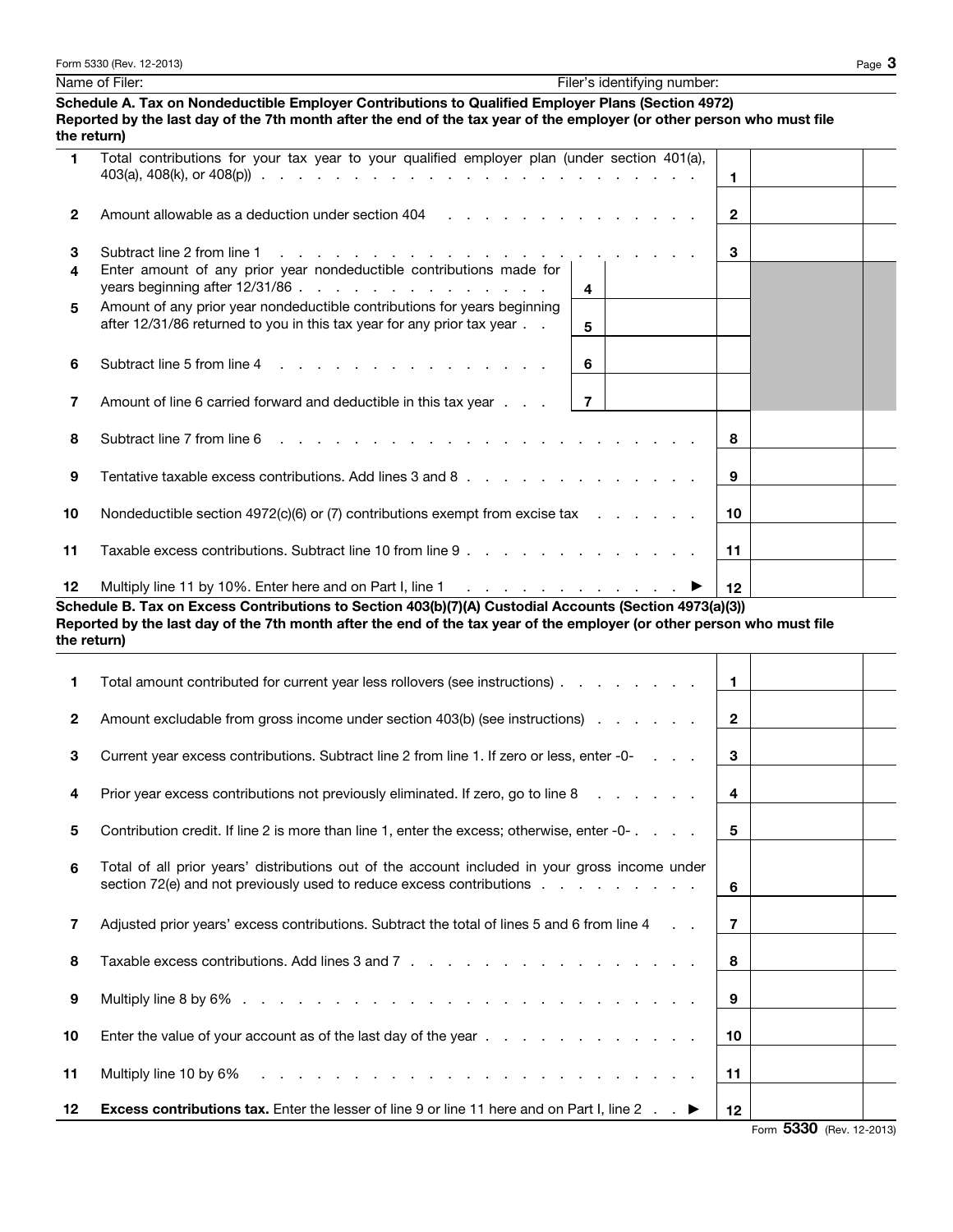Name of Filer: Filer's identifying number:

### Schedule A. Tax on Nondeductible Employer Contributions to Qualified Employer Plans (Section 4972)

**Reported by the last day of the 7th month after the end of the tax year of the employer (or other person who must file the return)**

| | | | | | |
|---|---|---|---|---|---|
| 1 | Total contributions for your tax year to your qualified employer plan (under section 401(a), 403(a), 408(k), or 408(p)) | | | 1 | |
| 2 | Amount allowable as a deduction under section 404 | | | 2 | |
| 3 | Subtract line 2 from line 1 | | | 3 | |
| 4 | Enter amount of any prior year nondeductible contributions made for years beginning after 12/31/86 | 4 | | | |
| 5 | Amount of any prior year nondeductible contributions for years beginning after 12/31/86 returned to you in this tax year for any prior tax year | 5 | | | |
| 6 | Subtract line 5 from line 4 | 6 | | | |
| 7 | Amount of line 6 carried forward and deductible in this tax year | 7 | | | |
| 8 | Subtract line 7 from line 6 | | | 8 | |
| 9 | Tentative taxable excess contributions. Add lines 3 and 8 | | | 9 | |
| 10 | Nondeductible section 4972(c)(6) or (7) contributions exempt from excise tax | | | 10 | |
| 11 | Taxable excess contributions. Subtract line 10 from line 9 | | | 11 | |
| 12 | Multiply line 11 by 10%. Enter here and on Part I, line 1 ▶ | | | 12 | |

### Schedule B. Tax on Excess Contributions to Section 403(b)(7)(A) Custodial Accounts (Section 4973(a)(3))

**Reported by the last day of the 7th month after the end of the tax year of the employer (or other person who must file the return)**

| | | | |
|---|---|---|---|
| 1 | Total amount contributed for current year less rollovers (see instructions) | 1 | |
| 2 | Amount excludable from gross income under section 403(b) (see instructions) | 2 | |
| 3 | Current year excess contributions. Subtract line 2 from line 1. If zero or less, enter -0- | 3 | |
| 4 | Prior year excess contributions not previously eliminated. If zero, go to line 8 | 4 | |
| 5 | Contribution credit. If line 2 is more than line 1, enter the excess; otherwise, enter -0- | 5 | |
| 6 | Total of all prior years' distributions out of the account included in your gross income under section 72(e) and not previously used to reduce excess contributions | 6 | |
| 7 | Adjusted prior years' excess contributions. Subtract the total of lines 5 and 6 from line 4 | 7 | |
| 8 | Taxable excess contributions. Add lines 3 and 7 | 8 | |
| 9 | Multiply line 8 by 6% | 9 | |
| 10 | Enter the value of your account as of the last day of the year | 10 | |
| 11 | Multiply line 10 by 6% | 11 | |
| 12 | **Excess contributions tax.** Enter the lesser of line 9 or line 11 here and on Part I, line 2 ▶ | 12 | |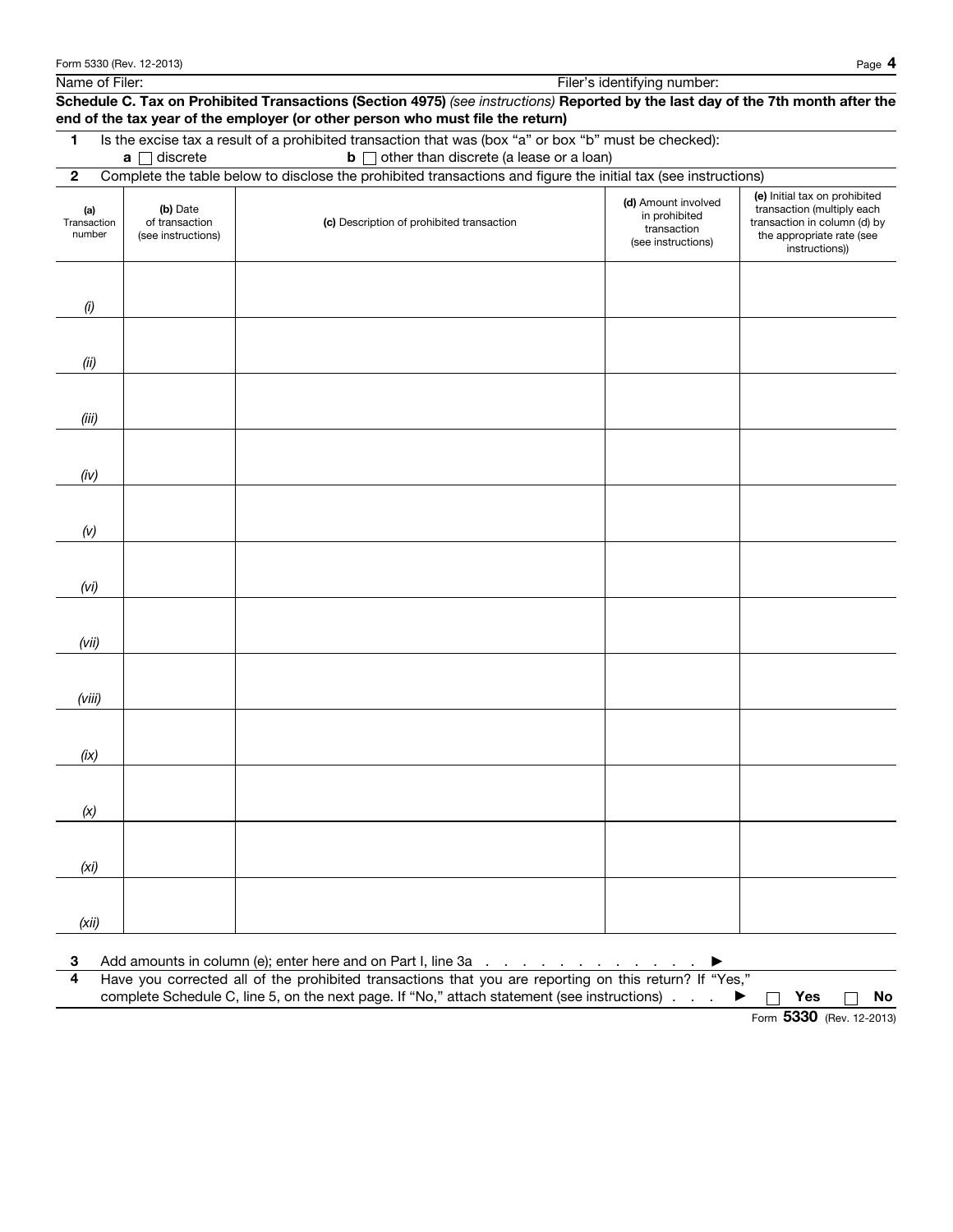Name of Filer: Filer's identifying number:

**Schedule C. Tax on Prohibited Transactions (Section 4975)** *(see instructions)* **Reported by the last day of the 7th month after the end of the tax year of the employer (or other person who must file the return)**

**1** Is the excise tax a result of a prohibited transaction that was (box "a" or box "b" must be checked):

**a** ☐ discrete **b** ☐ other than discrete (a lease or a loan)

**2** Complete the table below to disclose the prohibited transactions and figure the initial tax (see instructions)

| (a) Transaction number | (b) Date of transaction (see instructions) | (c) Description of prohibited transaction | (d) Amount involved in prohibited transaction (see instructions) | (e) Initial tax on prohibited transaction (multiply each transaction in column (d) by the appropriate rate (see instructions)) |
|---|---|---|---|---|
| *(i)* | | | | |
| *(ii)* | | | | |
| *(iii)* | | | | |
| *(iv)* | | | | |
| *(v)* | | | | |
| *(vi)* | | | | |
| *(vii)* | | | | |
| *(viii)* | | | | |
| *(ix)* | | | | |
| *(x)* | | | | |
| *(xi)* | | | | |
| *(xii)* | | | | |

**3** Add amounts in column (e); enter here and on Part I, line 3a . . . . . . . . . . . . . . ▶

**4** Have you corrected all of the prohibited transactions that you are reporting on this return? If "Yes," complete Schedule C, line 5, on the next page. If "No," attach statement (see instructions) . . . ▶ ☐ **Yes** ☐ **No**

Form **5330** (Rev. 12-2013)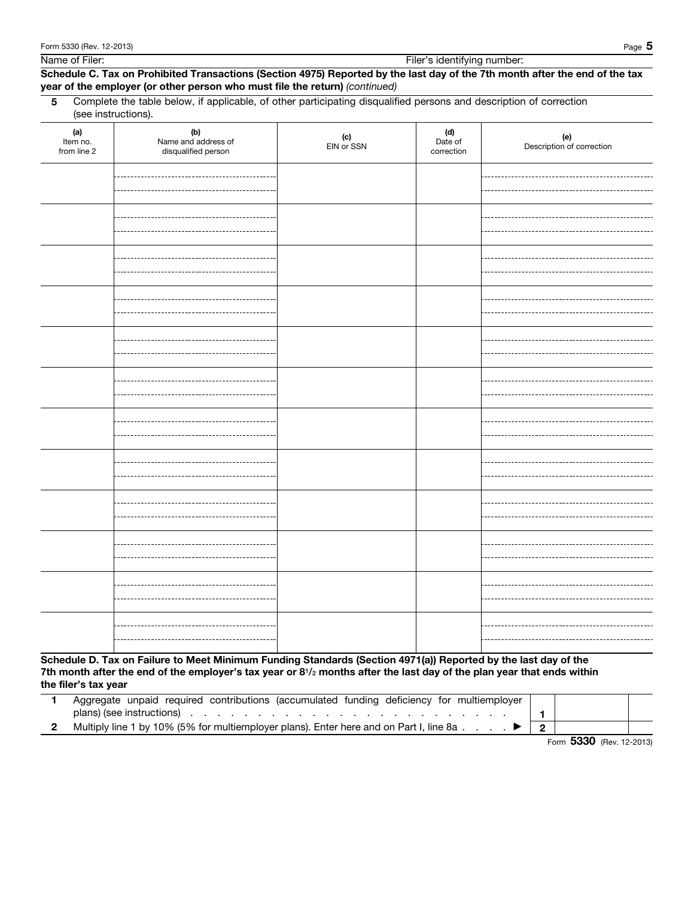Name of Filer: Filer's identifying number:

**Schedule C. Tax on Prohibited Transactions (Section 4975) Reported by the last day of the 7th month after the end of the tax year of the employer (or other person who must file the return)** *(continued)*

**5** Complete the table below, if applicable, of other participating disqualified persons and description of correction (see instructions).

| (a) Item no. from line 2 | (b) Name and address of disqualified person | (c) EIN or SSN | (d) Date of correction | (e) Description of correction |
|---|---|---|---|---|
| | | | | |
| | | | | |
| | | | | |
| | | | | |
| | | | | |
| | | | | |
| | | | | |
| | | | | |
| | | | | |
| | | | | |
| | | | | |
| | | | | |

**Schedule D. Tax on Failure to Meet Minimum Funding Standards (Section 4971(a)) Reported by the last day of the 7th month after the end of the employer's tax year or 8½ months after the last day of the plan year that ends within the filer's tax year**

| | | | |
|---|---|---|---|
| **1** | Aggregate unpaid required contributions (accumulated funding deficiency for multiemployer plans) (see instructions) | **1** | |
| **2** | Multiply line 1 by 10% (5% for multiemployer plans). Enter here and on Part I, line 8a ▶ | **2** | |

Form **5330** (Rev. 12-2013)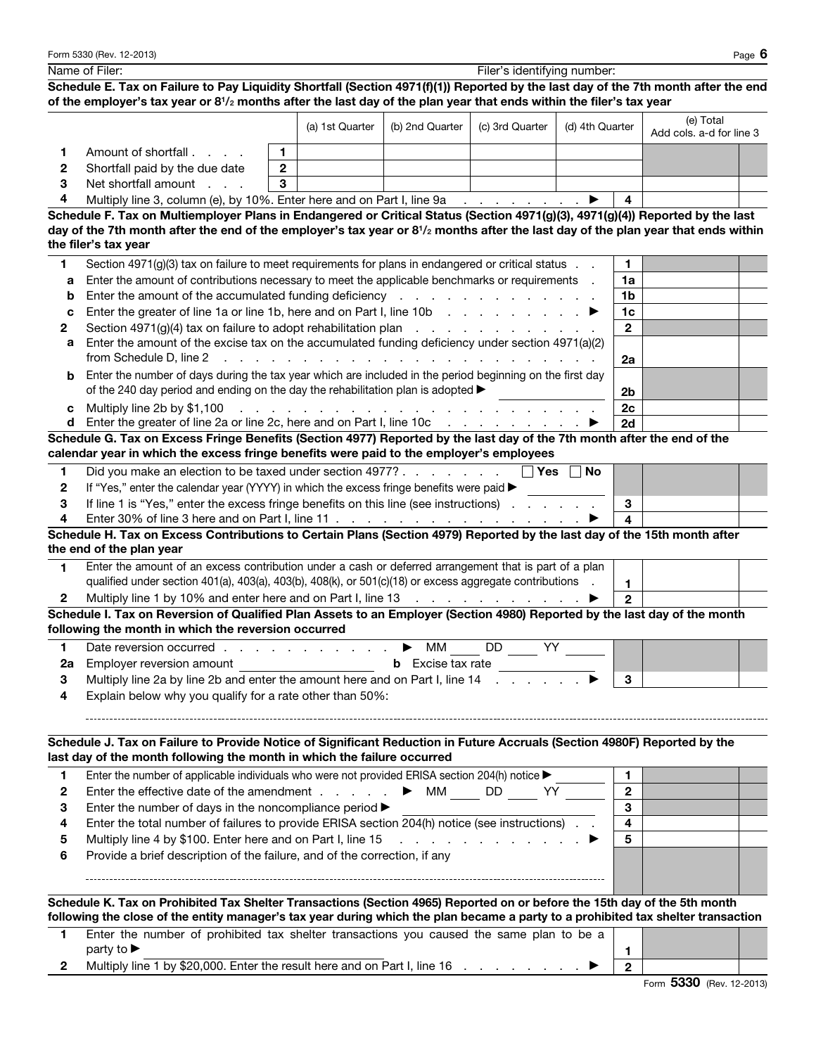Name of Filer: Filer's identifying number:

**Schedule E. Tax on Failure to Pay Liquidity Shortfall (Section 4971(f)(1)) Reported by the last day of the 7th month after the end of the employer's tax year or 8½ months after the last day of the plan year that ends within the filer's tax year**

| | | | (a) 1st Quarter | (b) 2nd Quarter | (c) 3rd Quarter | (d) 4th Quarter | (e) Total Add cols. a-d for line 3 |
|---|---|---|---|---|---|---|---|
| 1 | Amount of shortfall | 1 | | | | | |
| 2 | Shortfall paid by the due date | 2 | | | | | |
| 3 | Net shortfall amount | 3 | | | | | |
| 4 | Multiply line 3, column (e), by 10%. Enter here and on Part I, line 9a ▶ | | | | | 4 | |

**Schedule F. Tax on Multiemployer Plans in Endangered or Critical Status (Section 4971(g)(3), 4971(g)(4)) Reported by the last day of the 7th month after the end of the employer's tax year or 8½ months after the last day of the plan year that ends within the filer's tax year**

| | | | |
|---|---|---|---|
| 1 | Section 4971(g)(3) tax on failure to meet requirements for plans in endangered or critical status | 1 | |
| a | Enter the amount of contributions necessary to meet the applicable benchmarks or requirements | 1a | |
| b | Enter the amount of the accumulated funding deficiency | 1b | |
| c | Enter the greater of line 1a or line 1b, here and on Part I, line 10b ▶ | 1c | |
| 2 | Section 4971(g)(4) tax on failure to adopt rehabilitation plan | 2 | |
| a | Enter the amount of the excise tax on the accumulated funding deficiency under section 4971(a)(2) from Schedule D, line 2 | 2a | |
| b | Enter the number of days during the tax year which are included in the period beginning on the first day of the 240 day period and ending on the day the rehabilitation plan is adopted ▶ | 2b | |
| c | Multiply line 2b by $1,100 | 2c | |
| d | Enter the greater of line 2a or line 2c, here and on Part I, line 10c ▶ | 2d | |

**Schedule G. Tax on Excess Fringe Benefits (Section 4977) Reported by the last day of the 7th month after the end of the calendar year in which the excess fringe benefits were paid to the employer's employees**

| | | | |
|---|---|---|---|
| 1 | Did you make an election to be taxed under section 4977? ☐ Yes ☐ No | | |
| 2 | If "Yes," enter the calendar year (YYYY) in which the excess fringe benefits were paid ▶ | | |
| 3 | If line 1 is "Yes," enter the excess fringe benefits on this line (see instructions) | 3 | |
| 4 | Enter 30% of line 3 here and on Part I, line 11 ▶ | 4 | |

**Schedule H. Tax on Excess Contributions to Certain Plans (Section 4979) Reported by the last day of the 15th month after the end of the plan year**

| | | | |
|---|---|---|---|
| 1 | Enter the amount of an excess contribution under a cash or deferred arrangement that is part of a plan qualified under section 401(a), 403(a), 403(b), 408(k), or 501(c)(18) or excess aggregate contributions | 1 | |
| 2 | Multiply line 1 by 10% and enter here and on Part I, line 13 ▶ | 2 | |

**Schedule I. Tax on Reversion of Qualified Plan Assets to an Employer (Section 4980) Reported by the last day of the month following the month in which the reversion occurred**

| | | | |
|---|---|---|---|
| 1 | Date reversion occurred ▶ MM ____ DD ____ YY ____ | | |
| 2a | Employer reversion amount ____ **b** Excise tax rate ____ | | |
| 3 | Multiply line 2a by line 2b and enter the amount here and on Part I, line 14 ▶ | 3 | |
| 4 | Explain below why you qualify for a rate other than 50%: | | |

**Schedule J. Tax on Failure to Provide Notice of Significant Reduction in Future Accruals (Section 4980F) Reported by the last day of the month following the month in which the failure occurred**

| | | | |
|---|---|---|---|
| 1 | Enter the number of applicable individuals who were not provided ERISA section 204(h) notice ▶ | 1 | |
| 2 | Enter the effective date of the amendment ▶ MM ____ DD ____ YY ____ | 2 | |
| 3 | Enter the number of days in the noncompliance period ▶ | 3 | |
| 4 | Enter the total number of failures to provide ERISA section 204(h) notice (see instructions) | 4 | |
| 5 | Multiply line 4 by $100. Enter here and on Part I, line 15 ▶ | 5 | |
| 6 | Provide a brief description of the failure, and of the correction, if any | | |

**Schedule K. Tax on Prohibited Tax Shelter Transactions (Section 4965) Reported on or before the 15th day of the 5th month following the close of the entity manager's tax year during which the plan became a party to a prohibited tax shelter transaction**

| | | | |
|---|---|---|---|
| 1 | Enter the number of prohibited tax shelter transactions you caused the same plan to be a party to ▶ | 1 | |
| 2 | Multiply line 1 by $20,000. Enter the result here and on Part I, line 16 ▶ | 2 | |

Form **5330** (Rev. 12-2013)